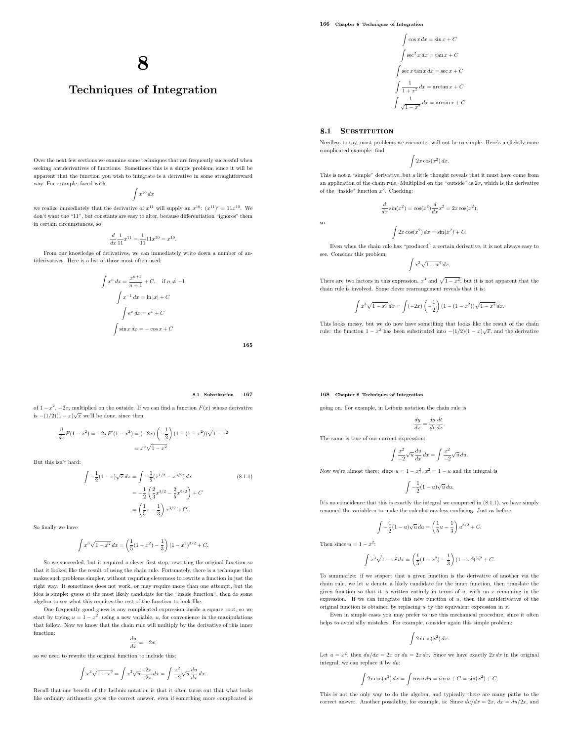# 8

# Techniques of Integration

Over the next few sections we examine some techniques that are frequently successful when seeking antiderivatives of functions. Sometimes this is a simple problem, since it will be apparent that the function you wish to integrate is a derivative in some straightforward way. For example, faced with

$$\int x^{10}\,dx$$

we realize immediately that the derivative of $x^{11}$ will supply an $x^{10}$: $(x^{11})' = 11x^{10}$. We don't want the "11", but constants are easy to alter, because differentiation "ignores" them in certain circumstances, so

$$\frac{d}{dx}\frac{1}{11}x^{11} = \frac{1}{11}11x^{10} = x^{10}.$$

From our knowledge of derivatives, we can immediately write down a number of antiderivatives. Here is a list of those most often used:

$$\int x^n\,dx = \frac{x^{n+1}}{n+1} + C, \quad \text{if } n \neq -1$$

$$\int x^{-1}\,dx = \ln|x| + C$$

$$\int e^x\,dx = e^x + C$$

$$\int \sin x\,dx = -\cos x + C$$

$$\int \cos x\,dx = \sin x + C$$

$$\int \sec^2 x\,dx = \tan x + C$$

$$\int \sec x \tan x\,dx = \sec x + C$$

$$\int \frac{1}{1+x^2}\,dx = \arctan x + C$$

$$\int \frac{1}{\sqrt{1-x^2}}\,dx = \arcsin x + C$$

## 8.1 Substitution

Needless to say, most problems we encounter will not be so simple. Here's a slightly more complicated example: find

$$\int 2x\cos(x^2)\,dx.$$

This is not a "simple" derivative, but a little thought reveals that it must have come from an application of the chain rule. Multiplied on the "outside" is $2x$, which is the derivative of the "inside" function $x^2$. Checking:

$$\frac{d}{dx}\sin(x^2) = \cos(x^2)\frac{d}{dx}x^2 = 2x\cos(x^2),$$

so

$$\int 2x\cos(x^2)\,dx = \sin(x^2) + C.$$

Even when the chain rule has "produced" a certain derivative, it is not always easy to see. Consider this problem:

$$\int x^3\sqrt{1-x^2}\,dx.$$

There are two factors in this expression, $x^3$ and $\sqrt{1-x^2}$, but it is not apparent that the chain rule is involved. Some clever rearrangement reveals that it is:

$$\int x^3\sqrt{1-x^2}\,dx = \int (-2x)\left(-\frac{1}{2}\right)(1-(1-x^2))\sqrt{1-x^2}\,dx.$$

This looks messy, but we do now have something that looks like the result of the chain rule: the function $1-x^2$ has been substituted into $-(1/2)(1-x)\sqrt{x}$, and the derivative of $1-x^2$, $-2x$, multiplied on the outside. If we can find a function $F(x)$ whose derivative is $-(1/2)(1-x)\sqrt{x}$ we'll be done, since then

$$\begin{aligned}\frac{d}{dx}F(1-x^2) &= -2xF'(1-x^2) = (-2x)\left(-\frac{1}{2}\right)(1-(1-x^2))\sqrt{1-x^2}\\ &= x^3\sqrt{1-x^2}\end{aligned}$$

But this isn't hard:

$$\begin{aligned}\int -\frac{1}{2}(1-x)\sqrt{x}\,dx &= \int -\frac{1}{2}(x^{1/2} - x^{3/2})\,dx \qquad (8.1.1)\\ &= -\frac{1}{2}\left(\frac{2}{3}x^{3/2} - \frac{2}{5}x^{5/2}\right) + C\\ &= \left(\frac{1}{5}x - \frac{1}{3}\right)x^{3/2} + C.\end{aligned}$$

So finally we have

$$\int x^3\sqrt{1-x^2}\,dx = \left(\frac{1}{5}(1-x^2) - \frac{1}{3}\right)(1-x^2)^{3/2} + C.$$

So we succeeded, but it required a clever first step, rewriting the original function so that it looked like the result of using the chain rule. Fortunately, there is a technique that makes such problems simpler, without requiring cleverness to rewrite a function in just the right way. It sometimes does not work, or may require more than one attempt, but the idea is simple: guess at the most likely candidate for the "inside function", then do some algebra to see what this requires the rest of the function to look like.

One frequently good guess is any complicated expression inside a square root, so we start by trying $u = 1-x^2$, using a new variable, $u$, for convenience in the manipulations that follow. Now we know that the chain rule will multiply by the derivative of this inner function:

$$\frac{du}{dx} = -2x,$$

so we need to rewrite the original function to include this:

$$\int x^3\sqrt{1-x^2} = \int x^3\sqrt{u}\frac{-2x}{-2x}\,dx = \int \frac{x^2}{-2}\sqrt{u}\frac{du}{dx}\,dx.$$

Recall that one benefit of the Leibniz notation is that it often turns out that what looks like ordinary arithmetic gives the correct answer, even if something more complicated is going on. For example, in Leibniz notation the chain rule is

$$\frac{dy}{dx} = \frac{dy}{dt}\frac{dt}{dx}.$$

The same is true of our current expression:

$$\int \frac{x^2}{-2}\sqrt{u}\frac{du}{dx}\,dx = \int \frac{x^2}{-2}\sqrt{u}\,du.$$

Now we're almost there: since $u = 1-x^2$, $x^2 = 1-u$ and the integral is

$$\int -\frac{1}{2}(1-u)\sqrt{u}\,du.$$

It's no coincidence that this is exactly the integral we computed in (8.1.1), we have simply renamed the variable $u$ to make the calculations less confusing. Just as before:

$$\int -\frac{1}{2}(1-u)\sqrt{u}\,du = \left(\frac{1}{5}u - \frac{1}{3}\right)u^{3/2} + C.$$

Then since $u = 1-x^2$:

$$\int x^3\sqrt{1-x^2}\,dx = \left(\frac{1}{5}(1-x^2) - \frac{1}{3}\right)(1-x^2)^{3/2} + C.$$

To summarize: if we suspect that a given function is the derivative of another via the chain rule, we let $u$ denote a likely candidate for the inner function, then translate the given function so that it is written entirely in terms of $u$, with no $x$ remaining in the expression. If we can integrate this new function of $u$, then the antiderivative of the original function is obtained by replacing $u$ by the equivalent expression in $x$.

Even in simple cases you may prefer to use this mechanical procedure, since it often helps to avoid silly mistakes. For example, consider again this simple problem:

$$\int 2x\cos(x^2)\,dx.$$

Let $u = x^2$, then $du/dx = 2x$ or $du = 2x\,dx$. Since we have exactly $2x\,dx$ in the original integral, we can replace it by $du$:

$$\int 2x\cos(x^2)\,dx = \int \cos u\,du = \sin u + C = \sin(x^2) + C.$$

This is not the only way to do the algebra, and typically there are many paths to the correct answer. Another possibility, for example, is: Since $du/dx = 2x$, $dx = du/2x$, and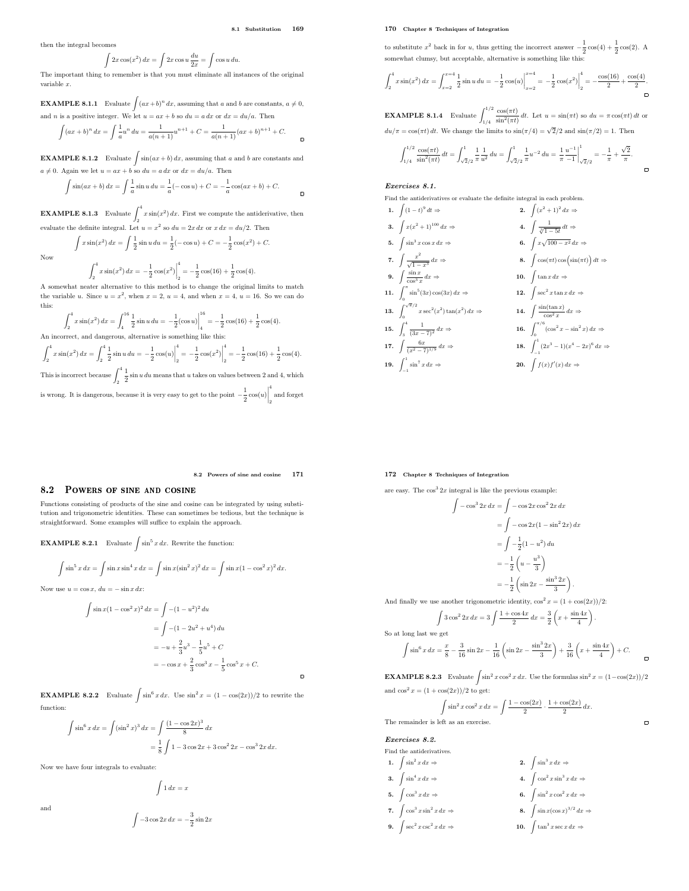then the integral becomes

$$\int 2x\cos(x^2)\,dx = \int 2x\cos u\,\frac{du}{2x} = \int \cos u\,du.$$

The important thing to remember is that you must eliminate all instances of the original variable $x$.

**EXAMPLE 8.1.1** Evaluate $\int (ax+b)^n\,dx$, assuming that $a$ and $b$ are constants, $a \neq 0$, and $n$ is a positive integer. We let $u = ax+b$ so $du = a\,dx$ or $dx = du/a$. Then

$$\int (ax+b)^n\,dx = \int \frac{1}{a}u^n\,du = \frac{1}{a(n+1)}u^{n+1} + C = \frac{1}{a(n+1)}(ax+b)^{n+1} + C.$$

**EXAMPLE 8.1.2** Evaluate $\int \sin(ax+b)\,dx$, assuming that $a$ and $b$ are constants and $a \neq 0$. Again we let $u = ax+b$ so $du = a\,dx$ or $dx = du/a$. Then

$$\int \sin(ax+b)\,dx = \int \frac{1}{a}\sin u\,du = \frac{1}{a}(-\cos u) + C = -\frac{1}{a}\cos(ax+b) + C.$$

**EXAMPLE 8.1.3** Evaluate $\int_2^4 x\sin(x^2)\,dx$. First we compute the antiderivative, then evaluate the definite integral. Let $u = x^2$ so $du = 2x\,dx$ or $x\,dx = du/2$. Then

$$\int x\sin(x^2)\,dx = \int \frac{1}{2}\sin u\,du = \frac{1}{2}(-\cos u) + C = -\frac{1}{2}\cos(x^2) + C.$$

Now

$$\int_2^4 x\sin(x^2)\,dx = -\frac{1}{2}\cos(x^2)\Big|_2^4 = -\frac{1}{2}\cos(16) + \frac{1}{2}\cos(4).$$

A somewhat neater alternative to this method is to change the original limits to match the variable $u$. Since $u = x^2$, when $x = 2$, $u = 4$, and when $x = 4$, $u = 16$. So we can do this:

$$\int_2^4 x\sin(x^2)\,dx = \int_4^{16} \frac{1}{2}\sin u\,du = -\frac{1}{2}(\cos u)\Big|_4^{16} = -\frac{1}{2}\cos(16) + \frac{1}{2}\cos(4).$$

An incorrect, and dangerous, alternative is something like this:

$$\int_2^4 x\sin(x^2)\,dx = \int_2^4 \frac{1}{2}\sin u\,du = -\frac{1}{2}\cos(u)\Big|_2^4 = -\frac{1}{2}\cos(x^2)\Big|_2^4 = -\frac{1}{2}\cos(16) + \frac{1}{2}\cos(4).$$

This is incorrect because $\int_2^4 \frac{1}{2}\sin u\,du$ means that $u$ takes on values between 2 and 4, which is wrong. It is dangerous, because it is very easy to get to the point $-\frac{1}{2}\cos(u)\Big|_2^4$ and forget to substitute $x^2$ back in for $u$, thus getting the incorrect answer $-\frac{1}{2}\cos(4) + \frac{1}{2}\cos(2)$. A somewhat clumsy, but acceptable, alternative is something like this:

$$\int_2^4 x\sin(x^2)\,dx = \int_{x=2}^{x=4} \frac{1}{2}\sin u\,du = -\frac{1}{2}\cos(u)\Big|_{x=2}^{x=4} = -\frac{1}{2}\cos(x^2)\Big|_2^4 = -\frac{\cos(16)}{2} + \frac{\cos(4)}{2}.$$

**EXAMPLE 8.1.4** Evaluate $\int_{1/4}^{1/2} \frac{\cos(\pi t)}{\sin^2(\pi t)}\,dt$. Let $u = \sin(\pi t)$ so $du = \pi\cos(\pi t)\,dt$ or $du/\pi = \cos(\pi t)\,dt$. We change the limits to $\sin(\pi/4) = \sqrt{2}/2$ and $\sin(\pi/2) = 1$. Then

$$\int_{1/4}^{1/2} \frac{\cos(\pi t)}{\sin^2(\pi t)}\,dt = \int_{\sqrt{2}/2}^{1} \frac{1}{\pi}\frac{1}{u^2}\,du = \int_{\sqrt{2}/2}^{1} \frac{1}{\pi}u^{-2}\,du = \frac{1}{\pi}\frac{u^{-1}}{-1}\Big|_{\sqrt{2}/2}^{1} = -\frac{1}{\pi} + \frac{\sqrt{2}}{\pi}.$$

### *Exercises 8.1.*

Find the antiderivatives or evaluate the definite integral in each problem.

1. $\int (1-t)^9\,dt \Rightarrow$
2. $\int (x^2+1)^2\,dx \Rightarrow$
3. $\int x(x^2+1)^{100}\,dx \Rightarrow$
4. $\int \frac{1}{\sqrt[3]{1-5t}}\,dt \Rightarrow$
5. $\int \sin^3 x\cos x\,dx \Rightarrow$
6. $\int x\sqrt{100-x^2}\,dx \Rightarrow$
7. $\int \frac{x^2}{\sqrt{1-x^3}}\,dx \Rightarrow$
8. $\int \cos(\pi t)\cos\big(\sin(\pi t)\big)\,dt \Rightarrow$
9. $\int \frac{\sin x}{\cos^3 x}\,dx \Rightarrow$
10. $\int \tan x\,dx \Rightarrow$
11. $\int_0^\pi \sin^5(3x)\cos(3x)\,dx \Rightarrow$
12. $\int \sec^2 x\tan x\,dx \Rightarrow$
13. $\int_0^{\sqrt{\pi}/2} x\sec^2(x^2)\tan(x^2)\,dx \Rightarrow$
14. $\int \frac{\sin(\tan x)}{\cos^2 x}\,dx \Rightarrow$
15. $\int_3^4 \frac{1}{(3x-7)^2}\,dx \Rightarrow$
16. $\int_0^{\pi/6} (\cos^2 x - \sin^2 x)\,dx \Rightarrow$
17. $\int \frac{6x}{(x^2-7)^{1/9}}\,dx \Rightarrow$
18. $\int_{-1}^{1} (2x^3-1)(x^4-2x)^6\,dx \Rightarrow$
19. $\int_{-1}^{1} \sin^7 x\,dx \Rightarrow$
20. $\int f(x)f'(x)\,dx \Rightarrow$

## 8.2 Powers of sine and cosine

Functions consisting of products of the sine and cosine can be integrated by using substitution and trigonometric identities. These can sometimes be tedious, but the technique is straightforward. Some examples will suffice to explain the approach.

**EXAMPLE 8.2.1** Evaluate $\int \sin^5 x\,dx$. Rewrite the function:

$$\int \sin^5 x\,dx = \int \sin x\sin^4 x\,dx = \int \sin x(\sin^2 x)^2\,dx = \int \sin x(1-\cos^2 x)^2\,dx.$$

Now use $u = \cos x$, $du = -\sin x\,dx$:

$$\begin{aligned}
\int \sin x(1-\cos^2 x)^2\,dx &= \int -(1-u^2)^2\,du \\
&= \int -(1-2u^2+u^4)\,du \\
&= -u + \frac{2}{3}u^3 - \frac{1}{5}u^5 + C \\
&= -\cos x + \frac{2}{3}\cos^3 x - \frac{1}{5}\cos^5 x + C.
\end{aligned}$$

**EXAMPLE 8.2.2** Evaluate $\int \sin^6 x\,dx$. Use $\sin^2 x = (1-\cos(2x))/2$ to rewrite the function:

$$\begin{aligned}
\int \sin^6 x\,dx = \int (\sin^2 x)^3\,dx &= \int \frac{(1-\cos 2x)^3}{8}\,dx \\
&= \frac{1}{8}\int 1 - 3\cos 2x + 3\cos^2 2x - \cos^3 2x\,dx.
\end{aligned}$$

Now we have four integrals to evaluate:

$$\int 1\,dx = x$$

and

$$\int -3\cos 2x\,dx = -\frac{3}{2}\sin 2x$$

are easy. The $\cos^3 2x$ integral is like the previous example:

$$\begin{aligned}
\int -\cos^3 2x\,dx &= \int -\cos 2x\cos^2 2x\,dx \\
&= \int -\cos 2x(1-\sin^2 2x)\,dx \\
&= \int -\frac{1}{2}(1-u^2)\,du \\
&= -\frac{1}{2}\left(u - \frac{u^3}{3}\right) \\
&= -\frac{1}{2}\left(\sin 2x - \frac{\sin^3 2x}{3}\right).
\end{aligned}$$

And finally we use another trigonometric identity, $\cos^2 x = (1+\cos(2x))/2$:

$$\int 3\cos^2 2x\,dx = 3\int \frac{1+\cos 4x}{2}\,dx = \frac{3}{2}\left(x + \frac{\sin 4x}{4}\right).$$

So at long last we get

$$\int \sin^6 x\,dx = \frac{x}{8} - \frac{3}{16}\sin 2x - \frac{1}{16}\left(\sin 2x - \frac{\sin^3 2x}{3}\right) + \frac{3}{16}\left(x + \frac{\sin 4x}{4}\right) + C.$$

**EXAMPLE 8.2.3** Evaluate $\int \sin^2 x\cos^2 x\,dx$. Use the formulas $\sin^2 x = (1-\cos(2x))/2$ and $\cos^2 x = (1+\cos(2x))/2$ to get:

$$\int \sin^2 x\cos^2 x\,dx = \int \frac{1-\cos(2x)}{2}\cdot\frac{1+\cos(2x)}{2}\,dx.$$

The remainder is left as an exercise.

### *Exercises 8.2.*

Find the antiderivatives.

1. $\int \sin^2 x\,dx \Rightarrow$
2. $\int \sin^3 x\,dx \Rightarrow$
3. $\int \sin^4 x\,dx \Rightarrow$
4. $\int \cos^2 x\sin^3 x\,dx \Rightarrow$
5. $\int \cos^3 x\,dx \Rightarrow$
6. $\int \sin^2 x\cos^2 x\,dx \Rightarrow$
7. $\int \cos^3 x\sin^2 x\,dx \Rightarrow$
8. $\int \sin x(\cos x)^{3/2}\,dx \Rightarrow$
9. $\int \sec^2 x\csc^2 x\,dx \Rightarrow$
10. $\int \tan^3 x\sec x\,dx \Rightarrow$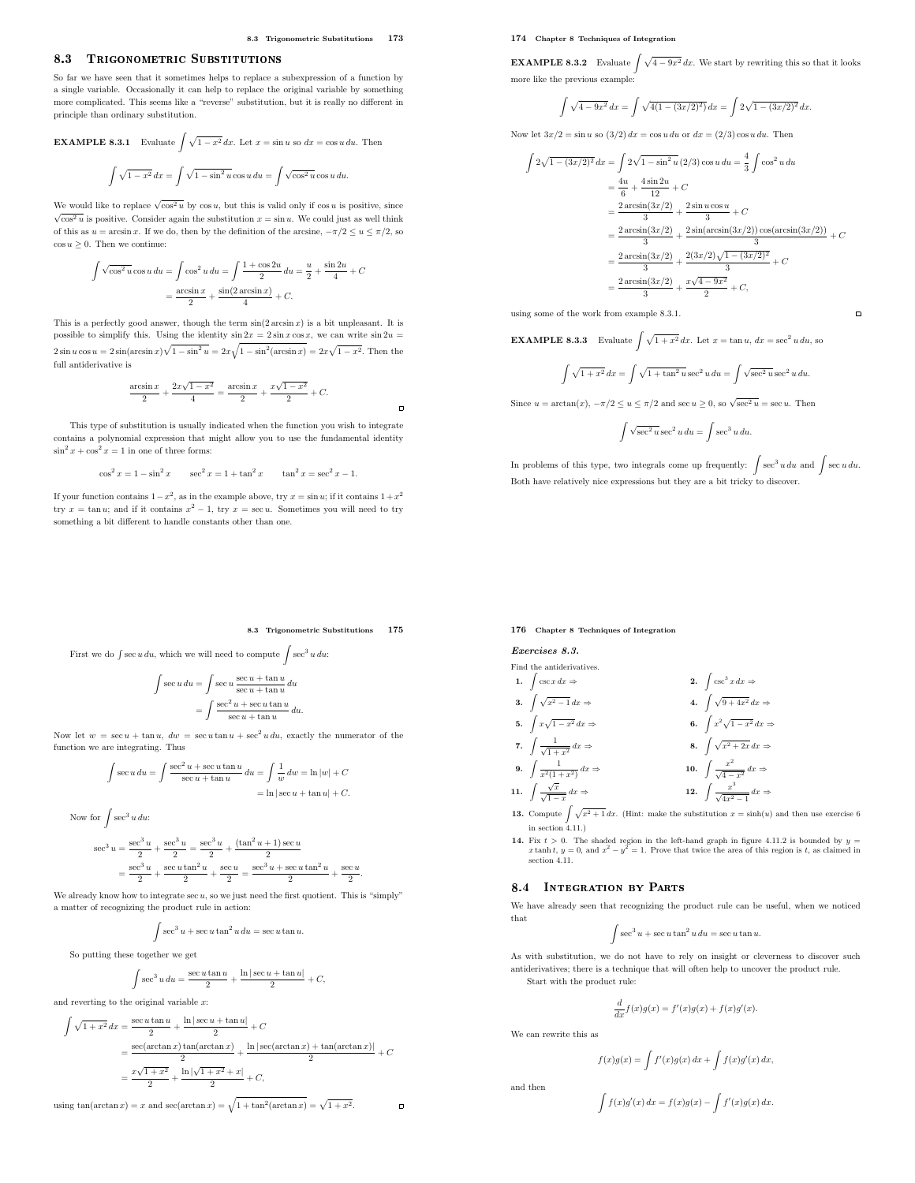## 8.3 Trigonometric Substitutions

So far we have seen that it sometimes helps to replace a subexpression of a function by a single variable. Occasionally it can help to replace the original variable by something more complicated. This seems like a "reverse" substitution, but it is really no different in principle than ordinary substitution.

**EXAMPLE 8.3.1** Evaluate $\int \sqrt{1-x^2}\,dx$. Let $x = \sin u$ so $dx = \cos u\,du$. Then

$$\int \sqrt{1-x^2}\,dx = \int \sqrt{1-\sin^2 u}\cos u\,du = \int \sqrt{\cos^2 u}\cos u\,du.$$

We would like to replace $\sqrt{\cos^2 u}$ by $\cos u$, but this is valid only if $\cos u$ is positive, since $\sqrt{\cos^2 u}$ is positive. Consider again the substitution $x = \sin u$. We could just as well think of this as $u = \arcsin x$. If we do, then by the definition of the arcsine, $-\pi/2 \le u \le \pi/2$, so $\cos u \ge 0$. Then we continue:

$$\begin{aligned}\int \sqrt{\cos^2 u}\cos u\,du &= \int \cos^2 u\,du = \int \frac{1+\cos 2u}{2}\,du = \frac{u}{2} + \frac{\sin 2u}{4} + C\\ &= \frac{\arcsin x}{2} + \frac{\sin(2\arcsin x)}{4} + C.\end{aligned}$$

This is a perfectly good answer, though the term $\sin(2\arcsin x)$ is a bit unpleasant. It is possible to simplify this. Using the identity $\sin 2x = 2\sin x\cos x$, we can write $\sin 2u = 2\sin u\cos u = 2\sin(\arcsin x)\sqrt{1-\sin^2 u} = 2x\sqrt{1-\sin^2(\arcsin x)} = 2x\sqrt{1-x^2}$. Then the full antiderivative is

$$\frac{\arcsin x}{2} + \frac{2x\sqrt{1-x^2}}{4} = \frac{\arcsin x}{2} + \frac{x\sqrt{1-x^2}}{2} + C.$$

□

This type of substitution is usually indicated when the function you wish to integrate contains a polynomial expression that might allow you to use the fundamental identity $\sin^2 x + \cos^2 x = 1$ in one of three forms:

$$\cos^2 x = 1 - \sin^2 x \qquad \sec^2 x = 1 + \tan^2 x \qquad \tan^2 x = \sec^2 x - 1.$$

If your function contains $1-x^2$, as in the example above, try $x = \sin u$; if it contains $1+x^2$ try $x = \tan u$; and if it contains $x^2 - 1$, try $x = \sec u$. Sometimes you will need to try something a bit different to handle constants other than one.

**EXAMPLE 8.3.2** Evaluate $\int \sqrt{4-9x^2}\,dx$. We start by rewriting this so that it looks more like the previous example:

$$\int \sqrt{4-9x^2}\,dx = \int \sqrt{4(1-(3x/2)^2)}\,dx = \int 2\sqrt{1-(3x/2)^2}\,dx.$$

Now let $3x/2 = \sin u$ so $(3/2)\,dx = \cos u\,du$ or $dx = (2/3)\cos u\,du$. Then

$$\begin{aligned}\int 2\sqrt{1-(3x/2)^2}\,dx &= \int 2\sqrt{1-\sin^2 u}\,(2/3)\cos u\,du = \frac{4}{3}\int \cos^2 u\,du\\ &= \frac{4u}{6} + \frac{4\sin 2u}{12} + C\\ &= \frac{2\arcsin(3x/2)}{3} + \frac{2\sin u\cos u}{3} + C\\ &= \frac{2\arcsin(3x/2)}{3} + \frac{2\sin(\arcsin(3x/2))\cos(\arcsin(3x/2))}{3} + C\\ &= \frac{2\arcsin(3x/2)}{3} + \frac{2(3x/2)\sqrt{1-(3x/2)^2}}{3} + C\\ &= \frac{2\arcsin(3x/2)}{3} + \frac{x\sqrt{4-9x^2}}{2} + C,\end{aligned}$$

using some of the work from example 8.3.1. □

**EXAMPLE 8.3.3** Evaluate $\int \sqrt{1+x^2}\,dx$. Let $x = \tan u$, $dx = \sec^2 u\,du$, so

$$\int \sqrt{1+x^2}\,dx = \int \sqrt{1+\tan^2 u}\sec^2 u\,du = \int \sqrt{\sec^2 u}\sec^2 u\,du.$$

Since $u = \arctan(x)$, $-\pi/2 \le u \le \pi/2$ and $\sec u \ge 0$, so $\sqrt{\sec^2 u} = \sec u$. Then

$$\int \sqrt{\sec^2 u}\sec^2 u\,du = \int \sec^3 u\,du.$$

In problems of this type, two integrals come up frequently: $\int \sec^3 u\,du$ and $\int \sec u\,du$. Both have relatively nice expressions but they are a bit tricky to discover.

First we do $\int \sec u\,du$, which we will need to compute $\int \sec^3 u\,du$:

$$\begin{aligned}\int \sec u\,du &= \int \sec u\frac{\sec u + \tan u}{\sec u + \tan u}\,du\\ &= \int \frac{\sec^2 u + \sec u\tan u}{\sec u + \tan u}\,du.\end{aligned}$$

Now let $w = \sec u + \tan u$, $dw = \sec u\tan u + \sec^2 u\,du$, exactly the numerator of the function we are integrating. Thus

$$\begin{aligned}\int \sec u\,du = \int \frac{\sec^2 u + \sec u\tan u}{\sec u + \tan u}\,du &= \int \frac{1}{w}\,dw = \ln|w| + C\\ &= \ln|\sec u + \tan u| + C.\end{aligned}$$

Now for $\int \sec^3 u\,du$:

$$\begin{aligned}\sec^3 u &= \frac{\sec^3 u}{2} + \frac{\sec^3 u}{2} = \frac{\sec^3 u}{2} + \frac{(\tan^2 u + 1)\sec u}{2}\\ &= \frac{\sec^3 u}{2} + \frac{\sec u\tan^2 u}{2} + \frac{\sec u}{2} = \frac{\sec^3 u + \sec u\tan^2 u}{2} + \frac{\sec u}{2}.\end{aligned}$$

We already know how to integrate $\sec u$, so we just need the first quotient. This is "simply" a matter of recognizing the product rule in action:

$$\int \sec^3 u + \sec u\tan^2 u\,du = \sec u\tan u.$$

So putting these together we get

$$\int \sec^3 u\,du = \frac{\sec u\tan u}{2} + \frac{\ln|\sec u + \tan u|}{2} + C,$$

and reverting to the original variable $x$:

$$\begin{aligned}\int \sqrt{1+x^2}\,dx &= \frac{\sec u\tan u}{2} + \frac{\ln|\sec u + \tan u|}{2} + C\\ &= \frac{\sec(\arctan x)\tan(\arctan x)}{2} + \frac{\ln|\sec(\arctan x) + \tan(\arctan x)|}{2} + C\\ &= \frac{x\sqrt{1+x^2}}{2} + \frac{\ln|\sqrt{1+x^2} + x|}{2} + C,\end{aligned}$$

using $\tan(\arctan x) = x$ and $\sec(\arctan x) = \sqrt{1+\tan^2(\arctan x)} = \sqrt{1+x^2}$. □

### *Exercises 8.3.*

Find the antiderivatives.

1. $\int \csc x\,dx \Rightarrow$
2. $\int \csc^3 x\,dx \Rightarrow$
3. $\int \sqrt{x^2-1}\,dx \Rightarrow$
4. $\int \sqrt{9+4x^2}\,dx \Rightarrow$
5. $\int x\sqrt{1-x^2}\,dx \Rightarrow$
6. $\int x^2\sqrt{1-x^2}\,dx \Rightarrow$
7. $\int \frac{1}{\sqrt{1+x^2}}\,dx \Rightarrow$
8. $\int \sqrt{x^2+2x}\,dx \Rightarrow$
9. $\int \frac{1}{x^2(1+x^2)}\,dx \Rightarrow$
10. $\int \frac{x^2}{\sqrt{4-x^2}}\,dx \Rightarrow$
11. $\int \frac{\sqrt{x}}{\sqrt{1-x}}\,dx \Rightarrow$
12. $\int \frac{x^3}{\sqrt{4x^2-1}}\,dx \Rightarrow$
13. Compute $\int \sqrt{x^2+1}\,dx$. (Hint: make the substitution $x = \sinh(u)$ and then use exercise 6 in section 4.11.)
14. Fix $t > 0$. The shaded region in the left-hand graph in figure 4.11.2 is bounded by $y = x\tanh t$, $y = 0$, and $x^2 - y^2 = 1$. Prove that twice the area of this region is $t$, as claimed in section 4.11.

## 8.4 Integration by Parts

We have already seen that recognizing the product rule can be useful, when we noticed that

$$\int \sec^3 u + \sec u\tan^2 u\,du = \sec u\tan u.$$

As with substitution, we do not have to rely on insight or cleverness to discover such antiderivatives; there is a technique that will often help to uncover the product rule.

Start with the product rule:

$$\frac{d}{dx}f(x)g(x) = f'(x)g(x) + f(x)g'(x).$$

We can rewrite this as

$$f(x)g(x) = \int f'(x)g(x)\,dx + \int f(x)g'(x)\,dx,$$

and then

$$\int f(x)g'(x)\,dx = f(x)g(x) - \int f'(x)g(x)\,dx.$$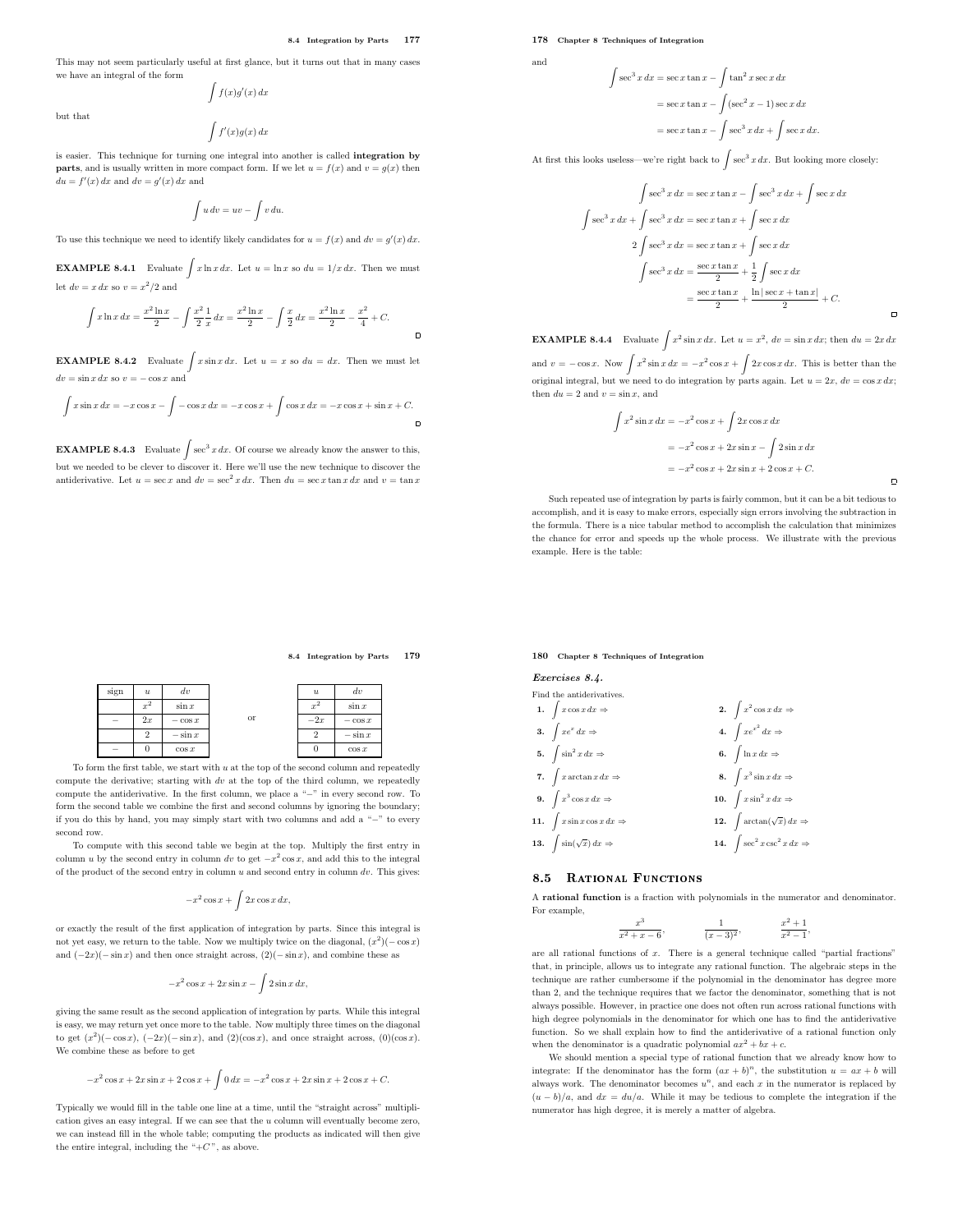This may not seem particularly useful at first glance, but it turns out that in many cases we have an integral of the form

$$\int f(x)g'(x)\,dx$$

but that

$$\int f'(x)g(x)\,dx$$

is easier. This technique for turning one integral into another is called **integration by parts**, and is usually written in more compact form. If we let $u = f(x)$ and $v = g(x)$ then $du = f'(x)\,dx$ and $dv = g'(x)\,dx$ and

$$\int u\,dv = uv - \int v\,du.$$

To use this technique we need to identify likely candidates for $u = f(x)$ and $dv = g'(x)\,dx$.

**EXAMPLE 8.4.1** Evaluate $\int x \ln x\,dx$. Let $u = \ln x$ so $du = 1/x\,dx$. Then we must let $dv = x\,dx$ so $v = x^2/2$ and

$$\int x \ln x\,dx = \frac{x^2 \ln x}{2} - \int \frac{x^2}{2}\frac{1}{x}\,dx = \frac{x^2 \ln x}{2} - \int \frac{x}{2}\,dx = \frac{x^2 \ln x}{2} - \frac{x^2}{4} + C.$$

**EXAMPLE 8.4.2** Evaluate $\int x \sin x\,dx$. Let $u = x$ so $du = dx$. Then we must let $dv = \sin x\,dx$ so $v = -\cos x$ and

$$\int x \sin x\,dx = -x\cos x - \int -\cos x\,dx = -x\cos x + \int \cos x\,dx = -x\cos x + \sin x + C.$$

**EXAMPLE 8.4.3** Evaluate $\int \sec^3 x\,dx$. Of course we already know the answer to this, but we needed to be clever to discover it. Here we'll use the new technique to discover the antiderivative. Let $u = \sec x$ and $dv = \sec^2 x\,dx$. Then $du = \sec x \tan x\,dx$ and $v = \tan x$ and

$$\begin{aligned}
\int \sec^3 x\,dx &= \sec x \tan x - \int \tan^2 x \sec x\,dx \\
&= \sec x \tan x - \int (\sec^2 x - 1)\sec x\,dx \\
&= \sec x \tan x - \int \sec^3 x\,dx + \int \sec x\,dx.
\end{aligned}$$

At first this looks useless—we're right back to $\int \sec^3 x\,dx$. But looking more closely:

$$\begin{aligned}
\int \sec^3 x\,dx &= \sec x \tan x - \int \sec^3 x\,dx + \int \sec x\,dx \\
\int \sec^3 x\,dx + \int \sec^3 x\,dx &= \sec x \tan x + \int \sec x\,dx \\
2\int \sec^3 x\,dx &= \sec x \tan x + \int \sec x\,dx \\
\int \sec^3 x\,dx &= \frac{\sec x \tan x}{2} + \frac{1}{2}\int \sec x\,dx \\
&= \frac{\sec x \tan x}{2} + \frac{\ln|\sec x + \tan x|}{2} + C.
\end{aligned}$$

**EXAMPLE 8.4.4** Evaluate $\int x^2 \sin x\,dx$. Let $u = x^2$, $dv = \sin x\,dx$; then $du = 2x\,dx$ and $v = -\cos x$. Now $\int x^2 \sin x\,dx = -x^2 \cos x + \int 2x \cos x\,dx$. This is better than the original integral, but we need to do integration by parts again. Let $u = 2x$, $dv = \cos x\,dx$; then $du = 2$ and $v = \sin x$, and

$$\begin{aligned}
\int x^2 \sin x\,dx &= -x^2 \cos x + \int 2x \cos x\,dx \\
&= -x^2 \cos x + 2x \sin x - \int 2 \sin x\,dx \\
&= -x^2 \cos x + 2x \sin x + 2\cos x + C.
\end{aligned}$$

Such repeated use of integration by parts is fairly common, but it can be a bit tedious to accomplish, and it is easy to make errors, especially sign errors involving the subtraction in the formula. There is a nice tabular method to accomplish the calculation that minimizes the chance for error and speeds up the whole process. We illustrate with the previous example. Here is the table:

| sign | $u$ | $dv$ |
|---|---|---|
| | $x^2$ | $\sin x$ |
| $-$ | $2x$ | $-\cos x$ |
| | $2$ | $-\sin x$ |
| $-$ | $0$ | $\cos x$ |

or

| $u$ | $dv$ |
|---|---|
| $x^2$ | $\sin x$ |
| $-2x$ | $-\cos x$ |
| $2$ | $-\sin x$ |
| $0$ | $\cos x$ |

To form the first table, we start with $u$ at the top of the second column and repeatedly compute the derivative; starting with $dv$ at the top of the third column, we repeatedly compute the antiderivative. In the first column, we place a "$-$" in every second row. To form the second table we combine the first and second columns by ignoring the boundary; if you do this by hand, you may simply start with two columns and add a "$-$" to every second row.

To compute with this second table we begin at the top. Multiply the first entry in column $u$ by the second entry in column $dv$ to get $-x^2\cos x$, and add this to the integral of the product of the second entry in column $u$ and second entry in column $dv$. This gives:

$$-x^2 \cos x + \int 2x \cos x\,dx,$$

or exactly the result of the first application of integration by parts. Since this integral is not yet easy, we return to the table. Now we multiply twice on the diagonal, $(x^2)(-\cos x)$ and $(-2x)(-\sin x)$ and then once straight across, $(2)(-\sin x)$, and combine these as

$$-x^2 \cos x + 2x \sin x - \int 2 \sin x\,dx,$$

giving the same result as the second application of integration by parts. While this integral is easy, we may return yet once more to the table. Now multiply three times on the diagonal to get $(x^2)(-\cos x)$, $(-2x)(-\sin x)$, and $(2)(\cos x)$, and once straight across, $(0)(\cos x)$. We combine these as before to get

$$-x^2 \cos x + 2x \sin x + 2\cos x + \int 0\,dx = -x^2 \cos x + 2x \sin x + 2\cos x + C.$$

Typically we would fill in the table one line at a time, until the "straight across" multiplication gives an easy integral. If we can see that the $u$ column will eventually become zero, we can instead fill in the whole table; computing the products as indicated will then give the entire integral, including the "$+C$", as above.

### *Exercises 8.4.*

Find the antiderivatives.

1. $\int x \cos x\,dx \Rightarrow$
2. $\int x^2 \cos x\,dx \Rightarrow$
3. $\int x e^x\,dx \Rightarrow$
4. $\int x e^{x^2}\,dx \Rightarrow$
5. $\int \sin^2 x\,dx \Rightarrow$
6. $\int \ln x\,dx \Rightarrow$
7. $\int x \arctan x\,dx \Rightarrow$
8. $\int x^3 \sin x\,dx \Rightarrow$
9. $\int x^3 \cos x\,dx \Rightarrow$
10. $\int x \sin^2 x\,dx \Rightarrow$
11. $\int x \sin x \cos x\,dx \Rightarrow$
12. $\int \arctan(\sqrt{x})\,dx \Rightarrow$
13. $\int \sin(\sqrt{x})\,dx \Rightarrow$
14. $\int \sec^2 x \csc^2 x\,dx \Rightarrow$

## 8.5 Rational Functions

A **rational function** is a fraction with polynomials in the numerator and denominator. For example,

$$\frac{x^3}{x^2 + x - 6}, \qquad \frac{1}{(x-3)^2}, \qquad \frac{x^2 + 1}{x^2 - 1},$$

are all rational functions of $x$. There is a general technique called "partial fractions" that, in principle, allows us to integrate any rational function. The algebraic steps in the technique are rather cumbersome if the polynomial in the denominator has degree more than 2, and the technique requires that we factor the denominator, something that is not always possible. However, in practice one does not often run across rational functions with high degree polynomials in the denominator for which one has to find the antiderivative function. So we shall explain how to find the antiderivative of a rational function only when the denominator is a quadratic polynomial $ax^2 + bx + c$.

We should mention a special type of rational function that we already know how to integrate: If the denominator has the form $(ax + b)^n$, the substitution $u = ax + b$ will always work. The denominator becomes $u^n$, and each $x$ in the numerator is replaced by $(u - b)/a$, and $dx = du/a$. While it may be tedious to complete the integration if the numerator has high degree, it is merely a matter of algebra.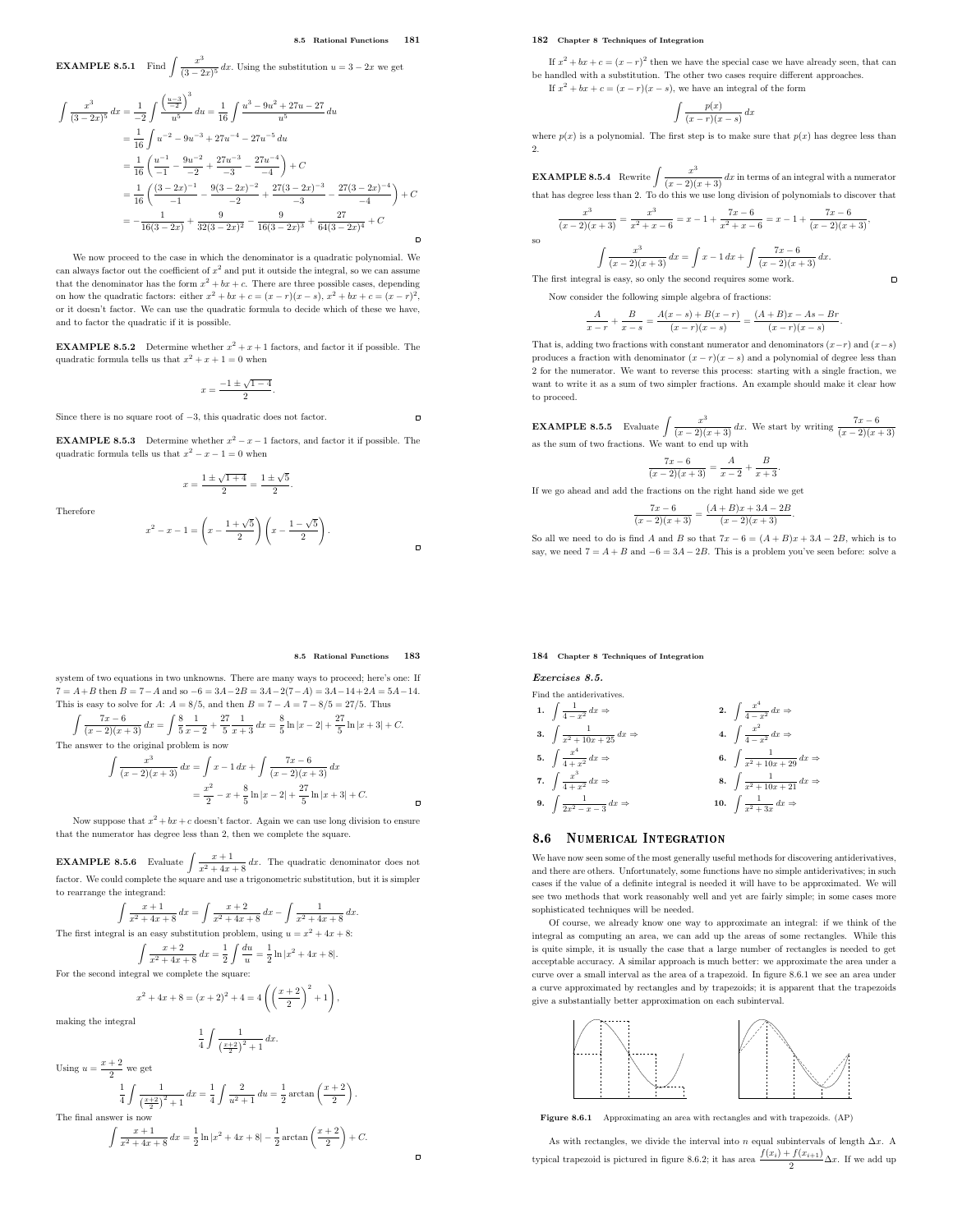**EXAMPLE 8.5.1** Find $\displaystyle\int \frac{x^3}{(3-2x)^5}\,dx$. Using the substitution $u = 3-2x$ we get

$$
\begin{aligned}
\int \frac{x^3}{(3-2x)^5}\,dx &= \frac{1}{-2}\int \frac{\left(\frac{u-3}{-2}\right)^3}{u^5}\,du = \frac{1}{16}\int \frac{u^3-9u^2+27u-27}{u^5}\,du \\
&= \frac{1}{16}\int u^{-2}-9u^{-3}+27u^{-4}-27u^{-5}\,du \\
&= \frac{1}{16}\left(\frac{u^{-1}}{-1}-\frac{9u^{-2}}{-2}+\frac{27u^{-3}}{-3}-\frac{27u^{-4}}{-4}\right)+C \\
&= \frac{1}{16}\left(\frac{(3-2x)^{-1}}{-1}-\frac{9(3-2x)^{-2}}{-2}+\frac{27(3-2x)^{-3}}{-3}-\frac{27(3-2x)^{-4}}{-4}\right)+C \\
&= -\frac{1}{16(3-2x)}+\frac{9}{32(3-2x)^2}-\frac{9}{16(3-2x)^3}+\frac{27}{64(3-2x)^4}+C
\end{aligned}
$$

We now proceed to the case in which the denominator is a quadratic polynomial. We can always factor out the coefficient of $x^2$ and put it outside the integral, so we can assume that the denominator has the form $x^2+bx+c$. There are three possible cases, depending on how the quadratic factors: either $x^2+bx+c=(x-r)(x-s)$, $x^2+bx+c=(x-r)^2$, or it doesn't factor. We can use the quadratic formula to decide which of these we have, and to factor the quadratic if it is possible.

**EXAMPLE 8.5.2** Determine whether $x^2+x+1$ factors, and factor it if possible. The quadratic formula tells us that $x^2+x+1=0$ when

$$x = \frac{-1\pm\sqrt{1-4}}{2}.$$

Since there is no square root of $-3$, this quadratic does not factor.

**EXAMPLE 8.5.3** Determine whether $x^2-x-1$ factors, and factor it if possible. The quadratic formula tells us that $x^2-x-1=0$ when

$$x = \frac{1\pm\sqrt{1+4}}{2} = \frac{1\pm\sqrt{5}}{2}.$$

Therefore

$$x^2-x-1 = \left(x-\frac{1+\sqrt{5}}{2}\right)\left(x-\frac{1-\sqrt{5}}{2}\right).$$

If $x^2+bx+c=(x-r)^2$ then we have the special case we have already seen, that can be handled with a substitution. The other two cases require different approaches.

If $x^2+bx+c=(x-r)(x-s)$, we have an integral of the form

$$\int \frac{p(x)}{(x-r)(x-s)}\,dx$$

where $p(x)$ is a polynomial. The first step is to make sure that $p(x)$ has degree less than 2.

**EXAMPLE 8.5.4** Rewrite $\displaystyle\int \frac{x^3}{(x-2)(x+3)}\,dx$ in terms of an integral with a numerator that has degree less than 2. To do this we use long division of polynomials to discover that

$$\frac{x^3}{(x-2)(x+3)} = \frac{x^3}{x^2+x-6} = x-1+\frac{7x-6}{x^2+x-6} = x-1+\frac{7x-6}{(x-2)(x+3)},$$

so

$$\int \frac{x^3}{(x-2)(x+3)}\,dx = \int x-1\,dx + \int \frac{7x-6}{(x-2)(x+3)}\,dx.$$

The first integral is easy, so only the second requires some work.

Now consider the following simple algebra of fractions:

$$\frac{A}{x-r}+\frac{B}{x-s} = \frac{A(x-s)+B(x-r)}{(x-r)(x-s)} = \frac{(A+B)x-As-Br}{(x-r)(x-s)}.$$

That is, adding two fractions with constant numerator and denominators $(x-r)$ and $(x-s)$ produces a fraction with denominator $(x-r)(x-s)$ and a polynomial of degree less than 2 for the numerator. We want to reverse this process: starting with a single fraction, we want to write it as a sum of two simpler fractions. An example should make it clear how to proceed.

**EXAMPLE 8.5.5** Evaluate $\displaystyle\int \frac{x^3}{(x-2)(x+3)}\,dx$. We start by writing $\displaystyle\frac{7x-6}{(x-2)(x+3)}$ as the sum of two fractions. We want to end up with

$$\frac{7x-6}{(x-2)(x+3)} = \frac{A}{x-2}+\frac{B}{x+3}.$$

If we go ahead and add the fractions on the right hand side we get

$$\frac{7x-6}{(x-2)(x+3)} = \frac{(A+B)x+3A-2B}{(x-2)(x+3)}.$$

So all we need to do is find $A$ and $B$ so that $7x-6=(A+B)x+3A-2B$, which is to say, we need $7=A+B$ and $-6=3A-2B$. This is a problem you've seen before: solve a system of two equations in two unknowns. There are many ways to proceed; here's one: If $7=A+B$ then $B=7-A$ and so $-6=3A-2B=3A-2(7-A)=3A-14+2A=5A-14$. This is easy to solve for $A$: $A=8/5$, and then $B=7-A=7-8/5=27/5$. Thus

$$\int \frac{7x-6}{(x-2)(x+3)}\,dx = \int \frac{8}{5}\frac{1}{x-2}+\frac{27}{5}\frac{1}{x+3}\,dx = \frac{8}{5}\ln|x-2|+\frac{27}{5}\ln|x+3|+C.$$

The answer to the original problem is now

$$
\begin{aligned}
\int \frac{x^3}{(x-2)(x+3)}\,dx &= \int x-1\,dx+\int\frac{7x-6}{(x-2)(x+3)}\,dx \\
&= \frac{x^2}{2}-x+\frac{8}{5}\ln|x-2|+\frac{27}{5}\ln|x+3|+C.
\end{aligned}
$$

Now suppose that $x^2+bx+c$ doesn't factor. Again we can use long division to ensure that the numerator has degree less than 2, then we complete the square.

**EXAMPLE 8.5.6** Evaluate $\displaystyle\int \frac{x+1}{x^2+4x+8}\,dx$. The quadratic denominator does not factor. We could complete the square and use a trigonometric substitution, but it is simpler to rearrange the integrand:

$$\int \frac{x+1}{x^2+4x+8}\,dx = \int \frac{x+2}{x^2+4x+8}\,dx - \int\frac{1}{x^2+4x+8}\,dx.$$

The first integral is an easy substitution problem, using $u=x^2+4x+8$:

$$\int \frac{x+2}{x^2+4x+8}\,dx = \frac{1}{2}\int\frac{du}{u} = \frac{1}{2}\ln|x^2+4x+8|.$$

For the second integral we complete the square:

$$x^2+4x+8 = (x+2)^2+4 = 4\left(\left(\frac{x+2}{2}\right)^2+1\right),$$

making the integral

$$\frac{1}{4}\int \frac{1}{\left(\frac{x+2}{2}\right)^2+1}\,dx.$$

Using $u=\dfrac{x+2}{2}$ we get

$$\frac{1}{4}\int\frac{1}{\left(\frac{x+2}{2}\right)^2+1}\,dx = \frac{1}{4}\int\frac{2}{u^2+1}\,du = \frac{1}{2}\arctan\left(\frac{x+2}{2}\right).$$

The final answer is now

$$\int\frac{x+1}{x^2+4x+8}\,dx = \frac{1}{2}\ln|x^2+4x+8|-\frac{1}{2}\arctan\left(\frac{x+2}{2}\right)+C.$$

## *Exercises 8.5.*

Find the antiderivatives.

1. $\displaystyle\int \frac{1}{4-x^2}\,dx \Rightarrow$
2. $\displaystyle\int \frac{x^4}{4-x^2}\,dx \Rightarrow$
3. $\displaystyle\int \frac{1}{x^2+10x+25}\,dx \Rightarrow$
4. $\displaystyle\int \frac{x^2}{4-x^2}\,dx \Rightarrow$
5. $\displaystyle\int \frac{x^4}{4+x^2}\,dx \Rightarrow$
6. $\displaystyle\int \frac{1}{x^2+10x+29}\,dx \Rightarrow$
7. $\displaystyle\int \frac{x^3}{4+x^2}\,dx \Rightarrow$
8. $\displaystyle\int \frac{1}{x^2+10x+21}\,dx \Rightarrow$
9. $\displaystyle\int \frac{1}{2x^2-x-3}\,dx \Rightarrow$
10. $\displaystyle\int \frac{1}{x^2+3x}\,dx \Rightarrow$

## 8.6 Numerical Integration

We have now seen some of the most generally useful methods for discovering antiderivatives, and there are others. Unfortunately, some functions have no simple antiderivatives; in such cases if the value of a definite integral is needed it will have to be approximated. We will see two methods that work reasonably well and yet are fairly simple; in some cases more sophisticated techniques will be needed.

Of course, we already know one way to approximate an integral: if we think of the integral as computing an area, we can add up the areas of some rectangles. While this is quite simple, it is usually the case that a large number of rectangles is needed to get acceptable accuracy. A similar approach is much better: we approximate the area under a curve over a small interval as the area of a trapezoid. In figure 8.6.1 we see an area under a curve approximated by rectangles and by trapezoids; it is apparent that the trapezoids give a substantially better approximation on each subinterval.

**Figure 8.6.1** Approximating an area with rectangles and with trapezoids. (AP)

As with rectangles, we divide the interval into $n$ equal subintervals of length $\Delta x$. A typical trapezoid is pictured in figure 8.6.2; it has area $\dfrac{f(x_i)+f(x_{i+1})}{2}\Delta x$. If we add up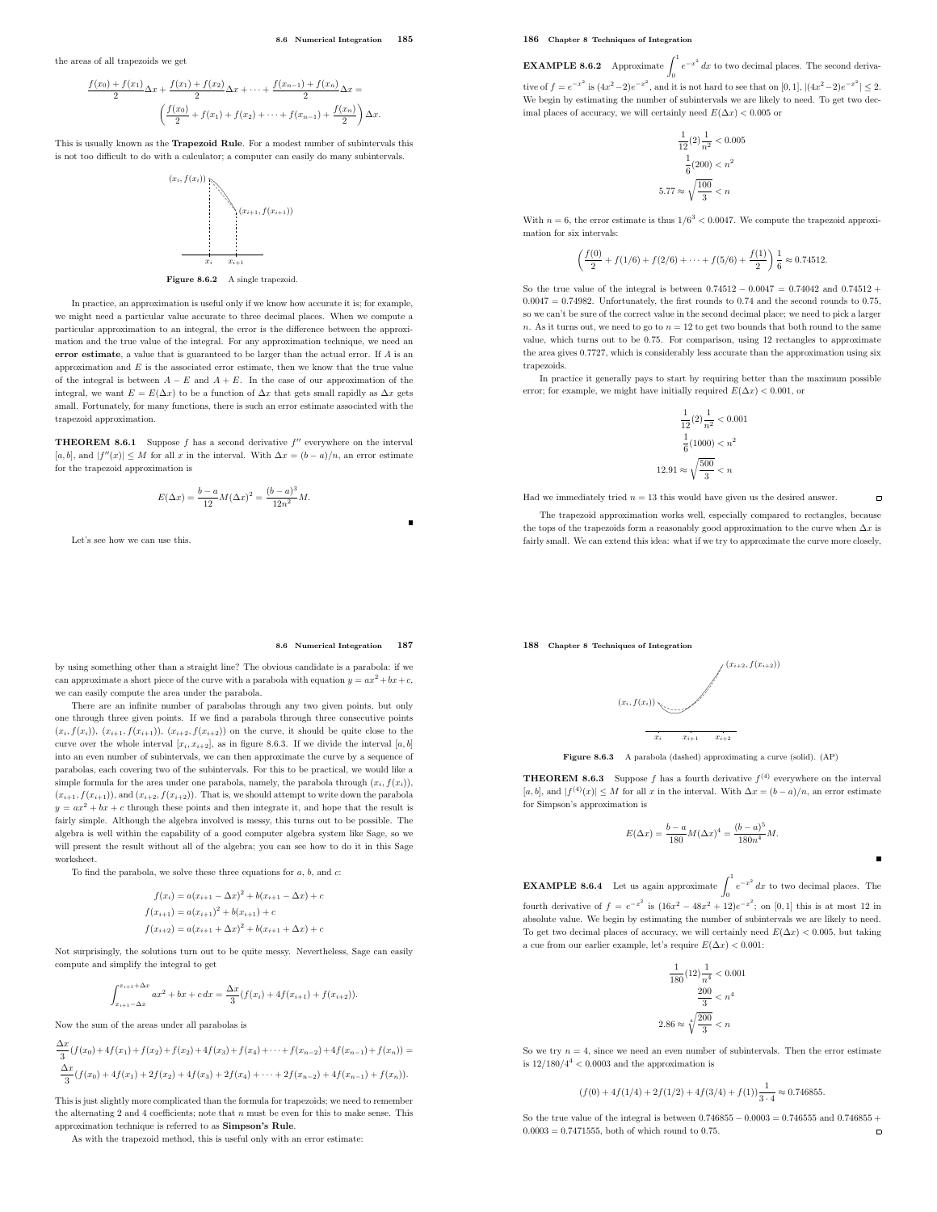the areas of all trapezoids we get

$$\frac{f(x_0)+f(x_1)}{2}\Delta x + \frac{f(x_1)+f(x_2)}{2}\Delta x + \cdots + \frac{f(x_{n-1})+f(x_n)}{2}\Delta x = \left(\frac{f(x_0)}{2} + f(x_1) + f(x_2) + \cdots + f(x_{n-1}) + \frac{f(x_n)}{2}\right)\Delta x.$$

This is usually known as the **Trapezoid Rule**. For a modest number of subintervals this is not too difficult to do with a calculator; a computer can easily do many subintervals.

**Figure 8.6.2** A single trapezoid.

In practice, an approximation is useful only if we know how accurate it is; for example, we might need a particular value accurate to three decimal places. When we compute a particular approximation to an integral, the error is the difference between the approximation and the true value of the integral. For any approximation technique, we need an **error estimate**, a value that is guaranteed to be larger than the actual error. If $A$ is an approximation and $E$ is the associated error estimate, then we know that the true value of the integral is between $A - E$ and $A + E$. In the case of our approximation of the integral, we want $E = E(\Delta x)$ to be a function of $\Delta x$ that gets small rapidly as $\Delta x$ gets small. Fortunately, for many functions, there is such an error estimate associated with the trapezoid approximation.

**THEOREM 8.6.1** Suppose $f$ has a second derivative $f''$ everywhere on the interval $[a, b]$, and $|f''(x)| \le M$ for all $x$ in the interval. With $\Delta x = (b-a)/n$, an error estimate for the trapezoid approximation is

$$E(\Delta x) = \frac{b-a}{12}M(\Delta x)^2 = \frac{(b-a)^3}{12n^2}M.$$

Let's see how we can use this.

**EXAMPLE 8.6.2** Approximate $\int_0^1 e^{-x^2}\,dx$ to two decimal places. The second derivative of $f = e^{-x^2}$ is $(4x^2-2)e^{-x^2}$, and it is not hard to see that on $[0,1]$, $|(4x^2-2)e^{-x^2}| \le 2$. We begin by estimating the number of subintervals we are likely to need. To get two decimal places of accuracy, we will certainly need $E(\Delta x) < 0.005$ or

$$\frac{1}{12}(2)\frac{1}{n^2} < 0.005$$
$$\frac{1}{6}(200) < n^2$$
$$5.77 \approx \sqrt{\frac{100}{3}} < n$$

With $n = 6$, the error estimate is thus $1/6^3 < 0.0047$. We compute the trapezoid approximation for six intervals:

$$\left(\frac{f(0)}{2} + f(1/6) + f(2/6) + \cdots + f(5/6) + \frac{f(1)}{2}\right)\frac{1}{6} \approx 0.74512.$$

So the true value of the integral is between $0.74512 - 0.0047 = 0.74042$ and $0.74512 + 0.0047 = 0.74982$. Unfortunately, the first rounds to 0.74 and the second rounds to 0.75, so we can't be sure of the correct value in the second decimal place; we need to pick a larger $n$. As it turns out, we need to go to $n = 12$ to get two bounds that both round to the same value, which turns out to be 0.75. For comparison, using 12 rectangles to approximate the area gives 0.7727, which is considerably less accurate than the approximation using six trapezoids.

In practice it generally pays to start by requiring better than the maximum possible error; for example, we might have initially required $E(\Delta x) < 0.001$, or

$$\frac{1}{12}(2)\frac{1}{n^2} < 0.001$$
$$\frac{1}{6}(1000) < n^2$$
$$12.91 \approx \sqrt{\frac{500}{3}} < n$$

Had we immediately tried $n = 13$ this would have given us the desired answer.

The trapezoid approximation works well, especially compared to rectangles, because the tops of the trapezoids form a reasonably good approximation to the curve when $\Delta x$ is fairly small. We can extend this idea: what if we try to approximate the curve more closely, by using something other than a straight line? The obvious candidate is a parabola: if we can approximate a short piece of the curve with a parabola with equation $y = ax^2 + bx + c$, we can easily compute the area under the parabola.

There are an infinite number of parabolas through any two given points, but only one through three given points. If we find a parabola through three consecutive points $(x_i, f(x_i))$, $(x_{i+1}, f(x_{i+1}))$, $(x_{i+2}, f(x_{i+2}))$ on the curve, it should be quite close to the curve over the whole interval $[x_i, x_{i+2}]$, as in figure 8.6.3. If we divide the interval $[a, b]$ into an even number of subintervals, we can then approximate the curve by a sequence of parabolas, each covering two of the subintervals. For this to be practical, we would like a simple formula for the area under one parabola, namely, the parabola through $(x_i, f(x_i))$, $(x_{i+1}, f(x_{i+1}))$, and $(x_{i+2}, f(x_{i+2}))$. That is, we should attempt to write down the parabola $y = ax^2 + bx + c$ through these points and then integrate it, and hope that the result is fairly simple. Although the algebra involved is messy, this turns out to be possible. The algebra is well within the capability of a good computer algebra system like Sage, so we will present the result without all of the algebra; you can see how to do it in this Sage worksheet.

To find the parabola, we solve these three equations for $a$, $b$, and $c$:

$$f(x_i) = a(x_{i+1} - \Delta x)^2 + b(x_{i+1} - \Delta x) + c$$
$$f(x_{i+1}) = a(x_{i+1})^2 + b(x_{i+1}) + c$$
$$f(x_{i+2}) = a(x_{i+1} + \Delta x)^2 + b(x_{i+1} + \Delta x) + c$$

Not surprisingly, the solutions turn out to be quite messy. Nevertheless, Sage can easily compute and simplify the integral to get

$$\int_{x_{i+1}-\Delta x}^{x_{i+1}+\Delta x} ax^2 + bx + c\,dx = \frac{\Delta x}{3}(f(x_i) + 4f(x_{i+1}) + f(x_{i+2})).$$

Now the sum of the areas under all parabolas is

$$\frac{\Delta x}{3}(f(x_0) + 4f(x_1) + f(x_2) + f(x_2) + 4f(x_3) + f(x_4) + \cdots + f(x_{n-2}) + 4f(x_{n-1}) + f(x_n)) = \frac{\Delta x}{3}(f(x_0) + 4f(x_1) + 2f(x_2) + 4f(x_3) + 2f(x_4) + \cdots + 2f(x_{n-2}) + 4f(x_{n-1}) + f(x_n)).$$

This is just slightly more complicated than the formula for trapezoids; we need to remember the alternating 2 and 4 coefficients; note that $n$ must be even for this to make sense. This approximation technique is referred to as **Simpson's Rule**.

As with the trapezoid method, this is useful only with an error estimate:

**Figure 8.6.3** A parabola (dashed) approximating a curve (solid). (AP)

**THEOREM 8.6.3** Suppose $f$ has a fourth derivative $f^{(4)}$ everywhere on the interval $[a, b]$, and $|f^{(4)}(x)| \le M$ for all $x$ in the interval. With $\Delta x = (b-a)/n$, an error estimate for Simpson's approximation is

$$E(\Delta x) = \frac{b-a}{180}M(\Delta x)^4 = \frac{(b-a)^5}{180n^4}M.$$

**EXAMPLE 8.6.4** Let us again approximate $\int_0^1 e^{-x^2}\,dx$ to two decimal places. The fourth derivative of $f = e^{-x^2}$ is $(16x^2 - 48x^2 + 12)e^{-x^2}$; on $[0, 1]$ this is at most 12 in absolute value. We begin by estimating the number of subintervals we are likely to need. To get two decimal places of accuracy, we will certainly need $E(\Delta x) < 0.005$, but taking a cue from our earlier example, let's require $E(\Delta x) < 0.001$:

$$\frac{1}{180}(12)\frac{1}{n^4} < 0.001$$
$$\frac{200}{3} < n^4$$
$$2.86 \approx \sqrt[4]{\frac{200}{3}} < n$$

So we try $n = 4$, since we need an even number of subintervals. Then the error estimate is $12/180/4^4 < 0.0003$ and the approximation is

$$(f(0) + 4f(1/4) + 2f(1/2) + 4f(3/4) + f(1))\frac{1}{3 \cdot 4} \approx 0.746855.$$

So the true value of the integral is between $0.746855 - 0.0003 = 0.746555$ and $0.746855 + 0.0003 = 0.7471555$, both of which round to 0.75.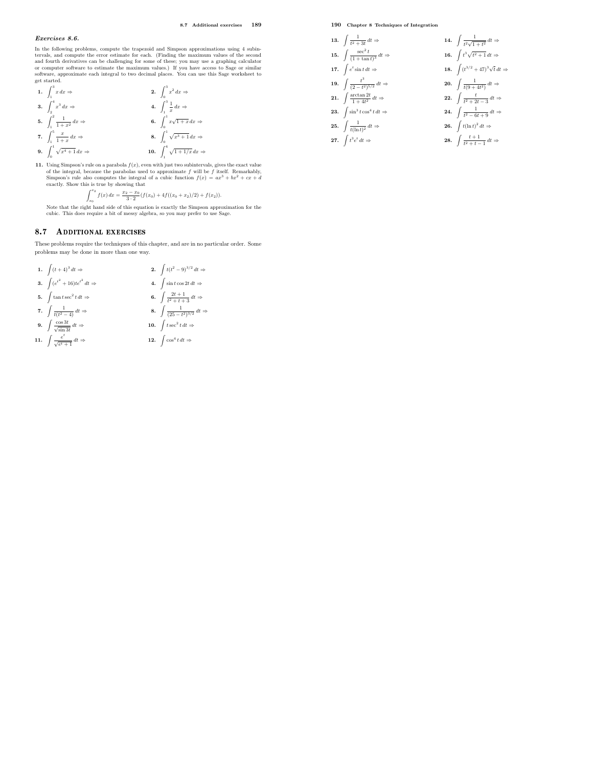### Exercises 8.6.

In the following problems, compute the trapezoid and Simpson approximations using 4 subintervals, and compute the error estimate for each. (Finding the maximum values of the second and fourth derivatives can be challenging for some of these; you may use a graphing calculator or computer software to estimate the maximum values.) If you have access to Sage or similar software, approximate each integral to two decimal places. You can use this Sage worksheet to get started.

**1.** $\displaystyle\int_1^3 x\,dx \Rightarrow$

**2.** $\displaystyle\int_0^3 x^2\,dx \Rightarrow$

**3.** $\displaystyle\int_2^4 x^3\,dx \Rightarrow$

**4.** $\displaystyle\int_1^3 \frac{1}{x}\,dx \Rightarrow$

**5.** $\displaystyle\int_1^2 \frac{1}{1+x^2}\,dx \Rightarrow$

**6.** $\displaystyle\int_0^1 x\sqrt{1+x}\,dx \Rightarrow$

**7.** $\displaystyle\int_1^5 \frac{x}{1+x}\,dx \Rightarrow$

**8.** $\displaystyle\int_0^1 \sqrt{x^3+1}\,dx \Rightarrow$

**9.** $\displaystyle\int_0^1 \sqrt{x^4+1}\,dx \Rightarrow$

**10.** $\displaystyle\int_1^4 \sqrt{1+1/x}\,dx \Rightarrow$

**11.** Using Simpson's rule on a parabola $f(x)$, even with just two subintervals, gives the exact value of the integral, because the parabolas used to approximate $f$ will be $f$ itself. Remarkably, Simpson's rule also computes the integral of a cubic function $f(x) = ax^3 + bx^2 + cx + d$ exactly. Show this is true by showing that

$$\int_{x_0}^{x_2} f(x)\,dx = \frac{x_2 - x_0}{3 \cdot 2}(f(x_0) + 4f((x_0 + x_2)/2) + f(x_2)).$$

Note that the right hand side of this equation is exactly the Simpson approximation for the cubic. This does require a bit of messy algebra, so you may prefer to use Sage.

## 8.7 Additional exercises

These problems require the techniques of this chapter, and are in no particular order. Some problems may be done in more than one way.

**1.** $\displaystyle\int (t+4)^3\,dt \Rightarrow$

**2.** $\displaystyle\int t(t^2-9)^{3/2}\,dt \Rightarrow$

**3.** $\displaystyle\int (e^{t^2}+16)te^{t^2}\,dt \Rightarrow$

**4.** $\displaystyle\int \sin t \cos 2t\,dt \Rightarrow$

**5.** $\displaystyle\int \tan t \sec^2 t\,dt \Rightarrow$

**6.** $\displaystyle\int \frac{2t+1}{t^2+t+3}\,dt \Rightarrow$

**7.** $\displaystyle\int \frac{1}{t(t^2-4)}\,dt \Rightarrow$

**8.** $\displaystyle\int \frac{1}{(25-t^2)^{3/2}}\,dt \Rightarrow$

**9.** $\displaystyle\int \frac{\cos 3t}{\sqrt{\sin 3t}}\,dt \Rightarrow$

**10.** $\displaystyle\int t\sec^2 t\,dt \Rightarrow$

**11.** $\displaystyle\int \frac{e^t}{\sqrt{e^t+1}}\,dt \Rightarrow$

**12.** $\displaystyle\int \cos^4 t\,dt \Rightarrow$

**13.** $\displaystyle\int \frac{1}{t^2+3t}\,dt \Rightarrow$

**14.** $\displaystyle\int \frac{1}{t^2\sqrt{1+t^2}}\,dt \Rightarrow$

**15.** $\displaystyle\int \frac{\sec^2 t}{(1+\tan t)^3}\,dt \Rightarrow$

**16.** $\displaystyle\int t^3\sqrt{t^2+1}\,dt \Rightarrow$

**17.** $\displaystyle\int e^t \sin t\,dt \Rightarrow$

**18.** $\displaystyle\int (t^{3/2}+47)^3\sqrt{t}\,dt \Rightarrow$

**19.** $\displaystyle\int \frac{t^3}{(2-t^2)^{5/2}}\,dt \Rightarrow$

**20.** $\displaystyle\int \frac{1}{t(9+4t^2)}\,dt \Rightarrow$

**21.** $\displaystyle\int \frac{\arctan 2t}{1+4t^2}\,dt \Rightarrow$

**22.** $\displaystyle\int \frac{t}{t^2+2t-3}\,dt \Rightarrow$

**23.** $\displaystyle\int \sin^3 t \cos^4 t\,dt \Rightarrow$

**24.** $\displaystyle\int \frac{1}{t^2-6t+9}\,dt \Rightarrow$

**25.** $\displaystyle\int \frac{1}{t(\ln t)^2}\,dt \Rightarrow$

**26.** $\displaystyle\int t(\ln t)^2\,dt \Rightarrow$

**27.** $\displaystyle\int t^3 e^t\,dt \Rightarrow$

**28.** $\displaystyle\int \frac{t+1}{t^2+t-1}\,dt \Rightarrow$